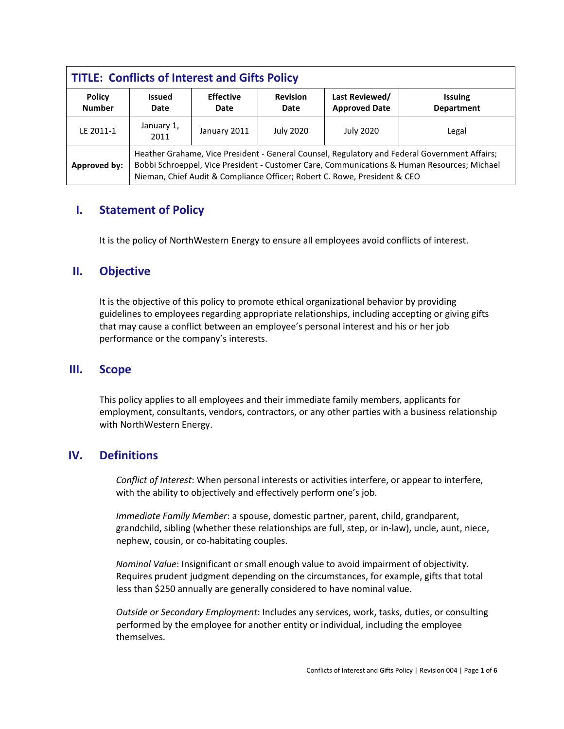| TITLE: Conflicts of Interest and Gifts Policy | | | | | |
|---|---|---|---|---|---|
| **Policy Number** | **Issued Date** | **Effective Date** | **Revision Date** | **Last Reviewed/ Approved Date** | **Issuing Department** |
| LE 2011-1 | January 1, 2011 | January 2011 | July 2020 | July 2020 | Legal |
| **Approved by:** | Heather Grahame, Vice President - General Counsel, Regulatory and Federal Government Affairs; Bobbi Schroeppel, Vice President - Customer Care, Communications & Human Resources; Michael Nieman, Chief Audit & Compliance Officer; Robert C. Rowe, President & CEO | | | | |

## I. Statement of Policy

It is the policy of NorthWestern Energy to ensure all employees avoid conflicts of interest.

## II. Objective

It is the objective of this policy to promote ethical organizational behavior by providing guidelines to employees regarding appropriate relationships, including accepting or giving gifts that may cause a conflict between an employee's personal interest and his or her job performance or the company's interests.

## III. Scope

This policy applies to all employees and their immediate family members, applicants for employment, consultants, vendors, contractors, or any other parties with a business relationship with NorthWestern Energy.

## IV. Definitions

*Conflict of Interest*: When personal interests or activities interfere, or appear to interfere, with the ability to objectively and effectively perform one's job.

*Immediate Family Member*: a spouse, domestic partner, parent, child, grandparent, grandchild, sibling (whether these relationships are full, step, or in-law), uncle, aunt, niece, nephew, cousin, or co-habitating couples.

*Nominal Value*: Insignificant or small enough value to avoid impairment of objectivity. Requires prudent judgment depending on the circumstances, for example, gifts that total less than $250 annually are generally considered to have nominal value.

*Outside or Secondary Employment*: Includes any services, work, tasks, duties, or consulting performed by the employee for another entity or individual, including the employee themselves.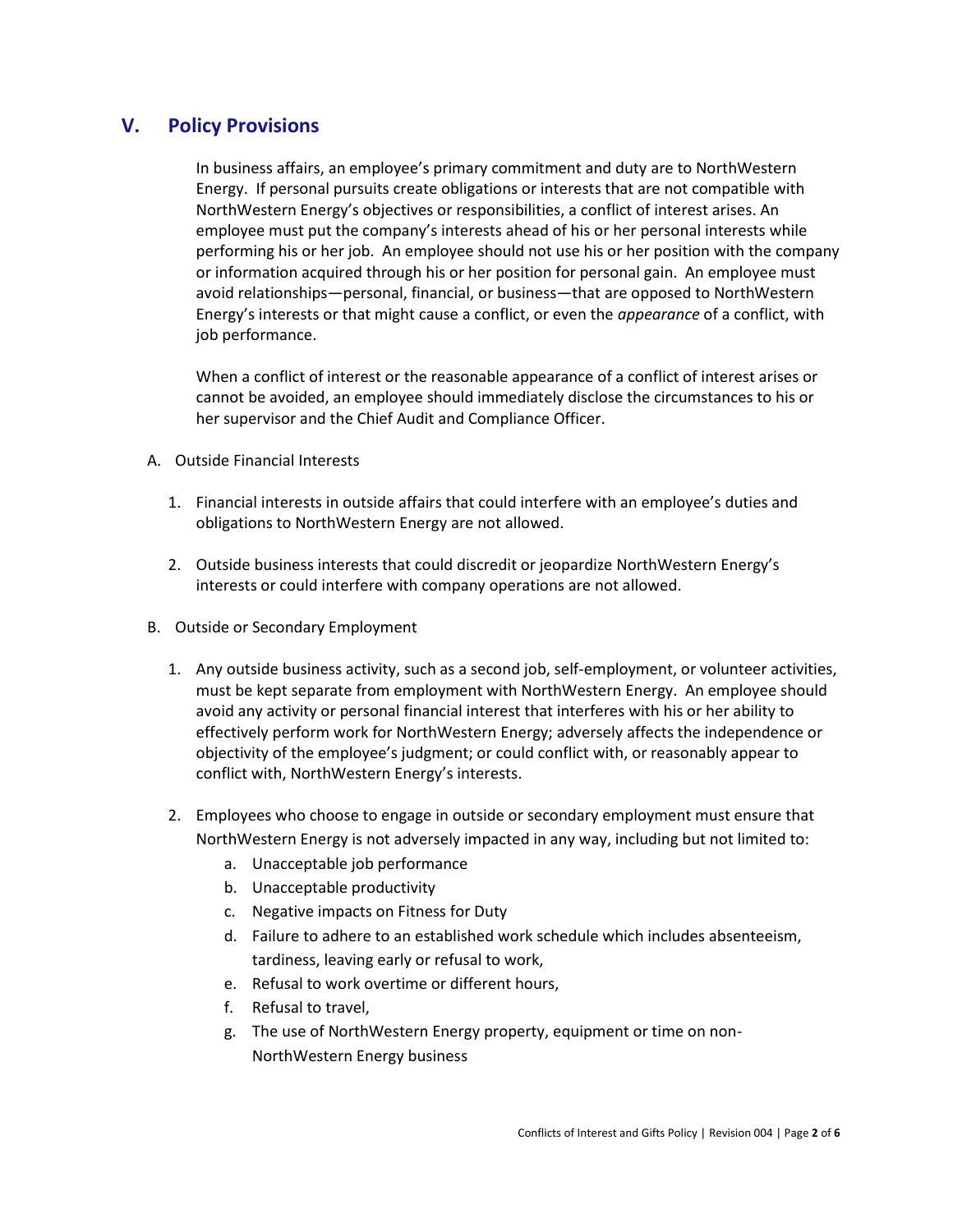## V. Policy Provisions

In business affairs, an employee's primary commitment and duty are to NorthWestern Energy. If personal pursuits create obligations or interests that are not compatible with NorthWestern Energy's objectives or responsibilities, a conflict of interest arises. An employee must put the company's interests ahead of his or her personal interests while performing his or her job. An employee should not use his or her position with the company or information acquired through his or her position for personal gain. An employee must avoid relationships—personal, financial, or business—that are opposed to NorthWestern Energy's interests or that might cause a conflict, or even the *appearance* of a conflict, with job performance.

When a conflict of interest or the reasonable appearance of a conflict of interest arises or cannot be avoided, an employee should immediately disclose the circumstances to his or her supervisor and the Chief Audit and Compliance Officer.

A. Outside Financial Interests

1. Financial interests in outside affairs that could interfere with an employee's duties and obligations to NorthWestern Energy are not allowed.

2. Outside business interests that could discredit or jeopardize NorthWestern Energy's interests or could interfere with company operations are not allowed.

B. Outside or Secondary Employment

1. Any outside business activity, such as a second job, self-employment, or volunteer activities, must be kept separate from employment with NorthWestern Energy. An employee should avoid any activity or personal financial interest that interferes with his or her ability to effectively perform work for NorthWestern Energy; adversely affects the independence or objectivity of the employee's judgment; or could conflict with, or reasonably appear to conflict with, NorthWestern Energy's interests.

2. Employees who choose to engage in outside or secondary employment must ensure that NorthWestern Energy is not adversely impacted in any way, including but not limited to:
   a. Unacceptable job performance
   b. Unacceptable productivity
   c. Negative impacts on Fitness for Duty
   d. Failure to adhere to an established work schedule which includes absenteeism, tardiness, leaving early or refusal to work,
   e. Refusal to work overtime or different hours,
   f. Refusal to travel,
   g. The use of NorthWestern Energy property, equipment or time on non-NorthWestern Energy business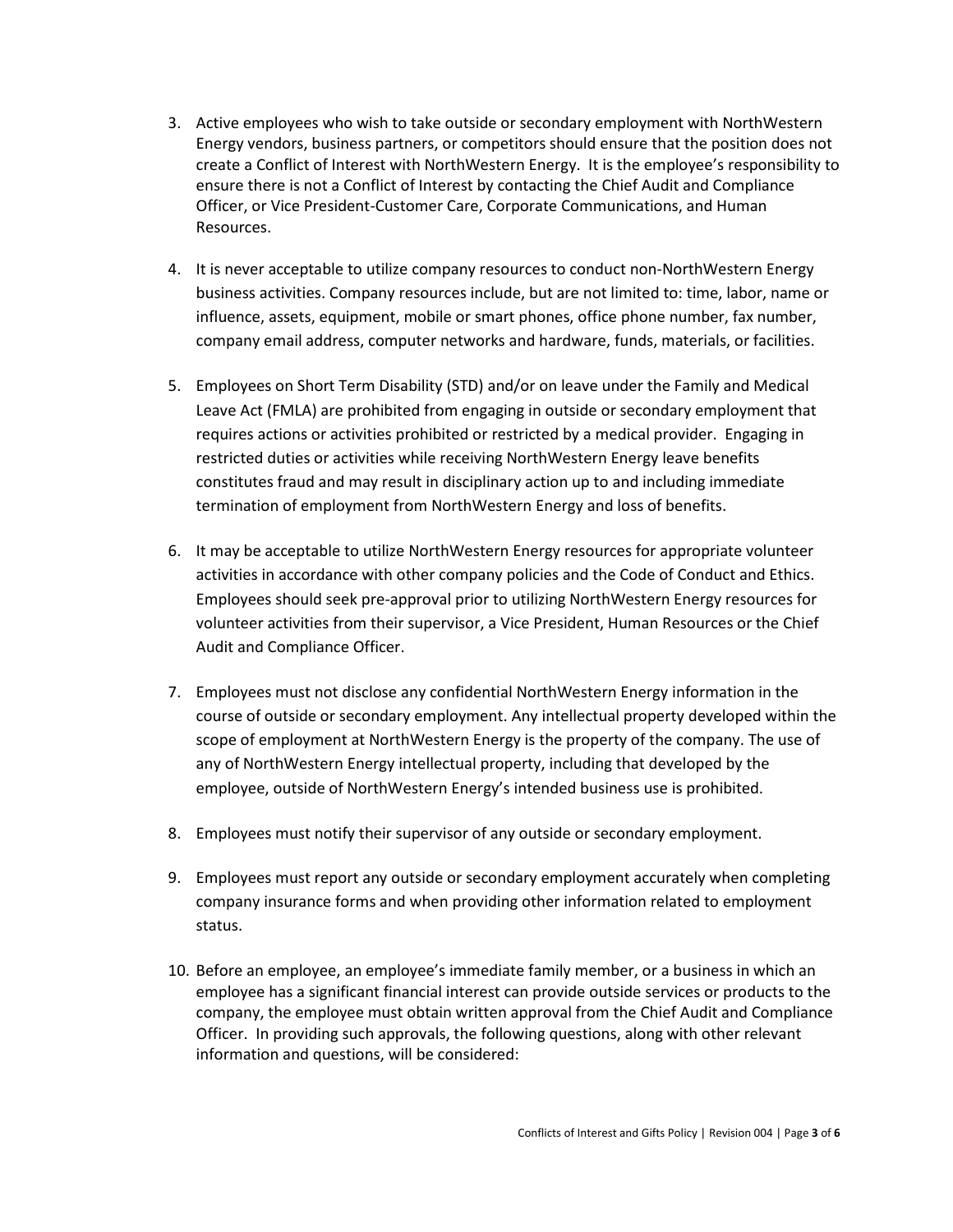3. Active employees who wish to take outside or secondary employment with NorthWestern Energy vendors, business partners, or competitors should ensure that the position does not create a Conflict of Interest with NorthWestern Energy. It is the employee's responsibility to ensure there is not a Conflict of Interest by contacting the Chief Audit and Compliance Officer, or Vice President-Customer Care, Corporate Communications, and Human Resources.

4. It is never acceptable to utilize company resources to conduct non-NorthWestern Energy business activities. Company resources include, but are not limited to: time, labor, name or influence, assets, equipment, mobile or smart phones, office phone number, fax number, company email address, computer networks and hardware, funds, materials, or facilities.

5. Employees on Short Term Disability (STD) and/or on leave under the Family and Medical Leave Act (FMLA) are prohibited from engaging in outside or secondary employment that requires actions or activities prohibited or restricted by a medical provider. Engaging in restricted duties or activities while receiving NorthWestern Energy leave benefits constitutes fraud and may result in disciplinary action up to and including immediate termination of employment from NorthWestern Energy and loss of benefits.

6. It may be acceptable to utilize NorthWestern Energy resources for appropriate volunteer activities in accordance with other company policies and the Code of Conduct and Ethics. Employees should seek pre-approval prior to utilizing NorthWestern Energy resources for volunteer activities from their supervisor, a Vice President, Human Resources or the Chief Audit and Compliance Officer.

7. Employees must not disclose any confidential NorthWestern Energy information in the course of outside or secondary employment. Any intellectual property developed within the scope of employment at NorthWestern Energy is the property of the company. The use of any of NorthWestern Energy intellectual property, including that developed by the employee, outside of NorthWestern Energy's intended business use is prohibited.

8. Employees must notify their supervisor of any outside or secondary employment.

9. Employees must report any outside or secondary employment accurately when completing company insurance forms and when providing other information related to employment status.

10. Before an employee, an employee's immediate family member, or a business in which an employee has a significant financial interest can provide outside services or products to the company, the employee must obtain written approval from the Chief Audit and Compliance Officer. In providing such approvals, the following questions, along with other relevant information and questions, will be considered: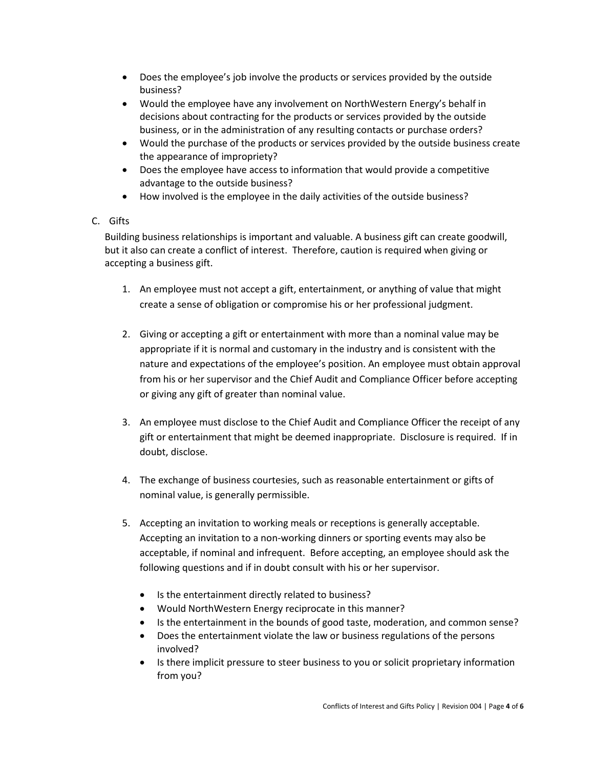- Does the employee's job involve the products or services provided by the outside business?
- Would the employee have any involvement on NorthWestern Energy's behalf in decisions about contracting for the products or services provided by the outside business, or in the administration of any resulting contacts or purchase orders?
- Would the purchase of the products or services provided by the outside business create the appearance of impropriety?
- Does the employee have access to information that would provide a competitive advantage to the outside business?
- How involved is the employee in the daily activities of the outside business?

C. Gifts

Building business relationships is important and valuable. A business gift can create goodwill, but it also can create a conflict of interest. Therefore, caution is required when giving or accepting a business gift.

1. An employee must not accept a gift, entertainment, or anything of value that might create a sense of obligation or compromise his or her professional judgment.

2. Giving or accepting a gift or entertainment with more than a nominal value may be appropriate if it is normal and customary in the industry and is consistent with the nature and expectations of the employee's position. An employee must obtain approval from his or her supervisor and the Chief Audit and Compliance Officer before accepting or giving any gift of greater than nominal value.

3. An employee must disclose to the Chief Audit and Compliance Officer the receipt of any gift or entertainment that might be deemed inappropriate. Disclosure is required. If in doubt, disclose.

4. The exchange of business courtesies, such as reasonable entertainment or gifts of nominal value, is generally permissible.

5. Accepting an invitation to working meals or receptions is generally acceptable. Accepting an invitation to a non-working dinners or sporting events may also be acceptable, if nominal and infrequent. Before accepting, an employee should ask the following questions and if in doubt consult with his or her supervisor.

   - Is the entertainment directly related to business?
   - Would NorthWestern Energy reciprocate in this manner?
   - Is the entertainment in the bounds of good taste, moderation, and common sense?
   - Does the entertainment violate the law or business regulations of the persons involved?
   - Is there implicit pressure to steer business to you or solicit proprietary information from you?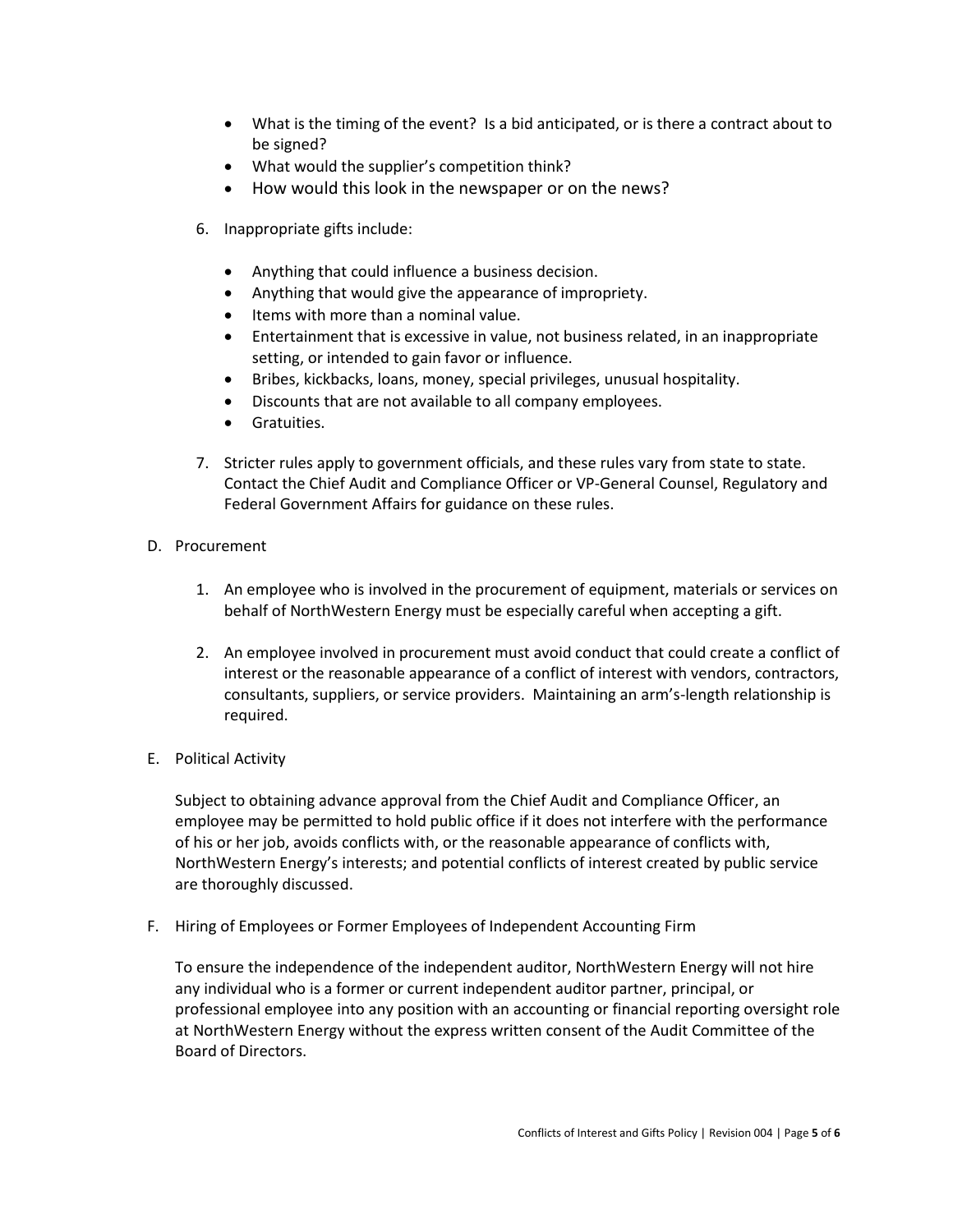- What is the timing of the event? Is a bid anticipated, or is there a contract about to be signed?
- What would the supplier's competition think?
- How would this look in the newspaper or on the news?

6. Inappropriate gifts include:

   - Anything that could influence a business decision.
   - Anything that would give the appearance of impropriety.
   - Items with more than a nominal value.
   - Entertainment that is excessive in value, not business related, in an inappropriate setting, or intended to gain favor or influence.
   - Bribes, kickbacks, loans, money, special privileges, unusual hospitality.
   - Discounts that are not available to all company employees.
   - Gratuities.

7. Stricter rules apply to government officials, and these rules vary from state to state. Contact the Chief Audit and Compliance Officer or VP-General Counsel, Regulatory and Federal Government Affairs for guidance on these rules.

D. Procurement

1. An employee who is involved in the procurement of equipment, materials or services on behalf of NorthWestern Energy must be especially careful when accepting a gift.

2. An employee involved in procurement must avoid conduct that could create a conflict of interest or the reasonable appearance of a conflict of interest with vendors, contractors, consultants, suppliers, or service providers. Maintaining an arm's-length relationship is required.

E. Political Activity

Subject to obtaining advance approval from the Chief Audit and Compliance Officer, an employee may be permitted to hold public office if it does not interfere with the performance of his or her job, avoids conflicts with, or the reasonable appearance of conflicts with, NorthWestern Energy's interests; and potential conflicts of interest created by public service are thoroughly discussed.

F. Hiring of Employees or Former Employees of Independent Accounting Firm

To ensure the independence of the independent auditor, NorthWestern Energy will not hire any individual who is a former or current independent auditor partner, principal, or professional employee into any position with an accounting or financial reporting oversight role at NorthWestern Energy without the express written consent of the Audit Committee of the Board of Directors.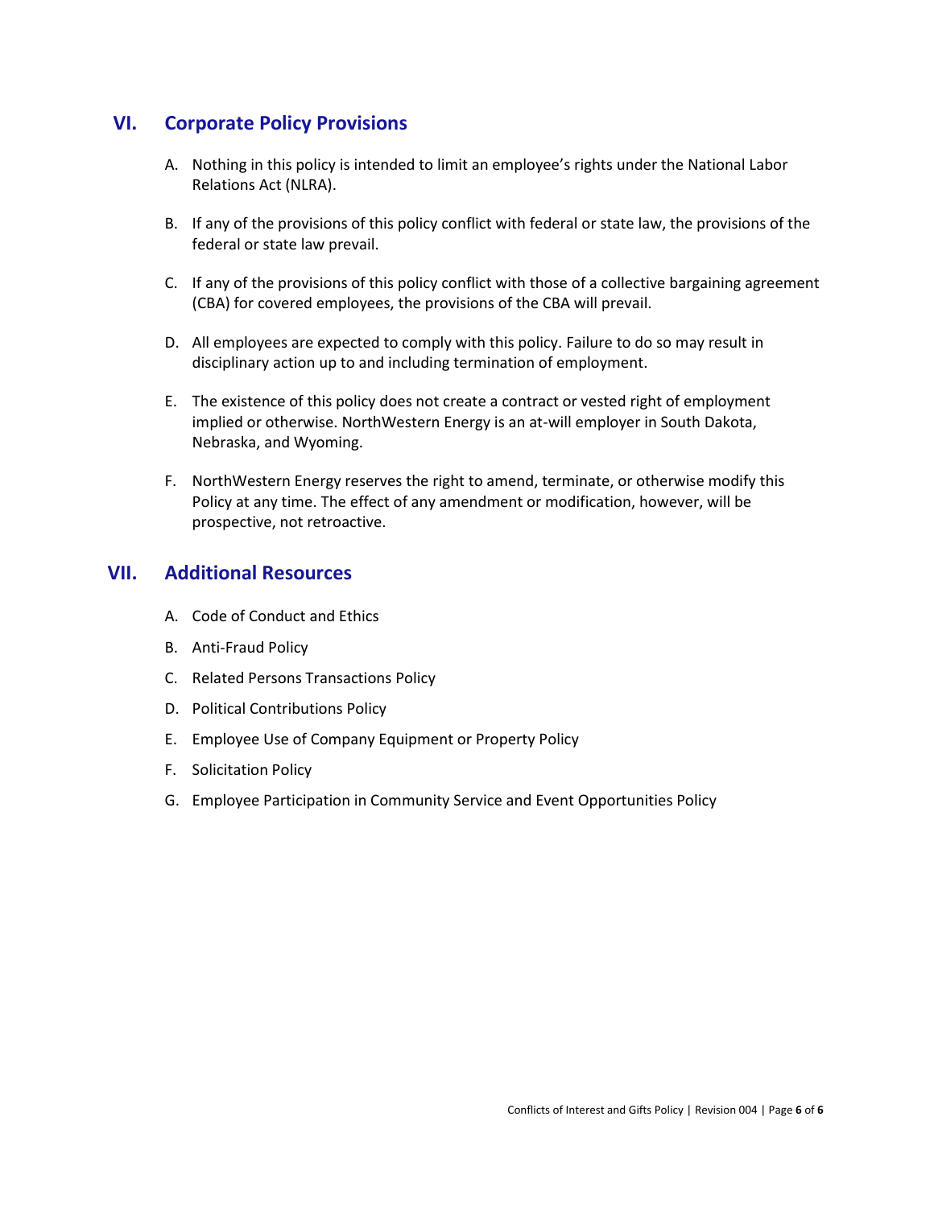## VI. Corporate Policy Provisions

A. Nothing in this policy is intended to limit an employee's rights under the National Labor Relations Act (NLRA).

B. If any of the provisions of this policy conflict with federal or state law, the provisions of the federal or state law prevail.

C. If any of the provisions of this policy conflict with those of a collective bargaining agreement (CBA) for covered employees, the provisions of the CBA will prevail.

D. All employees are expected to comply with this policy. Failure to do so may result in disciplinary action up to and including termination of employment.

E. The existence of this policy does not create a contract or vested right of employment implied or otherwise. NorthWestern Energy is an at-will employer in South Dakota, Nebraska, and Wyoming.

F. NorthWestern Energy reserves the right to amend, terminate, or otherwise modify this Policy at any time. The effect of any amendment or modification, however, will be prospective, not retroactive.

## VII. Additional Resources

A. Code of Conduct and Ethics

B. Anti-Fraud Policy

C. Related Persons Transactions Policy

D. Political Contributions Policy

E. Employee Use of Company Equipment or Property Policy

F. Solicitation Policy

G. Employee Participation in Community Service and Event Opportunities Policy